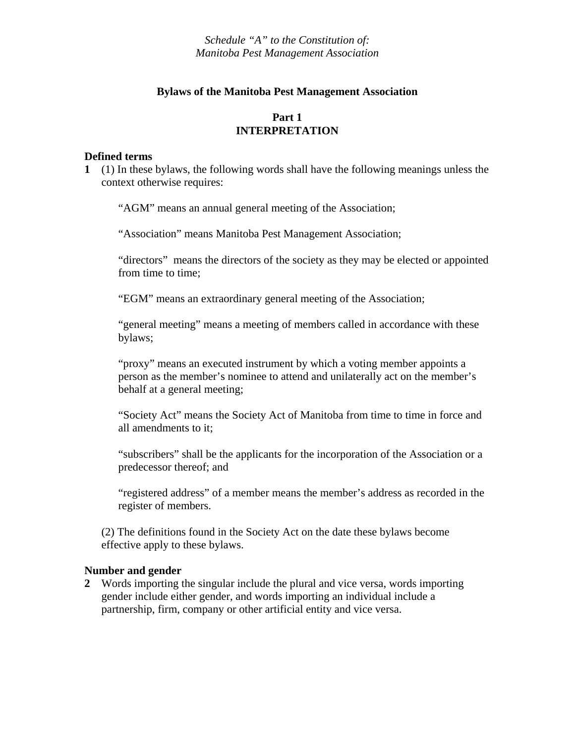*Schedule "A" to the Constitution of:*
*Manitoba Pest Management Association*

**Bylaws of the Manitoba Pest Management Association**

## Part 1
## INTERPRETATION

### Defined terms

**1** (1) In these bylaws, the following words shall have the following meanings unless the context otherwise requires:

"AGM" means an annual general meeting of the Association;

"Association" means Manitoba Pest Management Association;

"directors" means the directors of the society as they may be elected or appointed from time to time;

"EGM" means an extraordinary general meeting of the Association;

"general meeting" means a meeting of members called in accordance with these bylaws;

"proxy" means an executed instrument by which a voting member appoints a person as the member's nominee to attend and unilaterally act on the member's behalf at a general meeting;

"Society Act" means the Society Act of Manitoba from time to time in force and all amendments to it;

"subscribers" shall be the applicants for the incorporation of the Association or a predecessor thereof; and

"registered address" of a member means the member's address as recorded in the register of members.

(2) The definitions found in the Society Act on the date these bylaws become effective apply to these bylaws.

### Number and gender

**2** Words importing the singular include the plural and vice versa, words importing gender include either gender, and words importing an individual include a partnership, firm, company or other artificial entity and vice versa.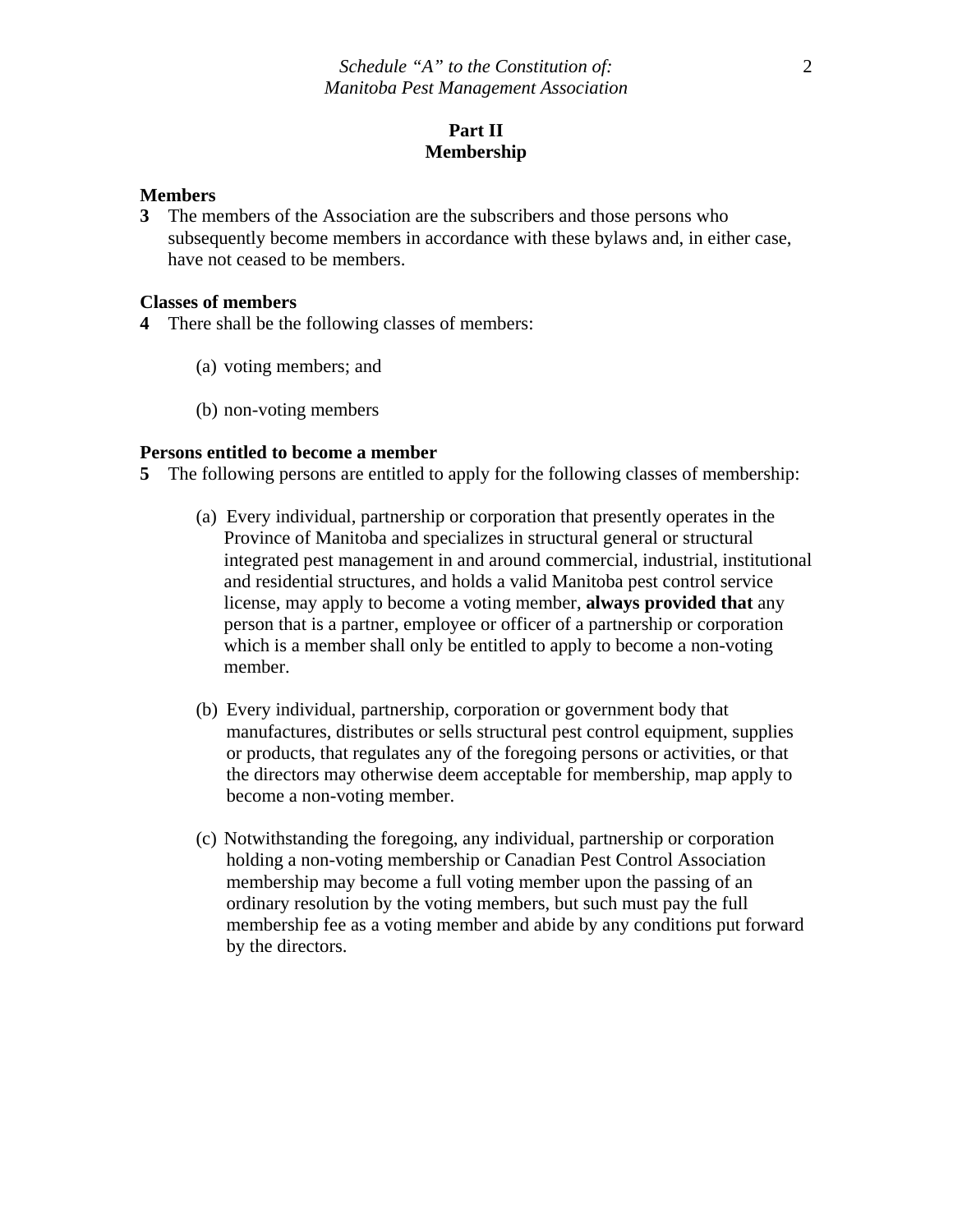## Part II
## Membership

**Members**

**3** The members of the Association are the subscribers and those persons who subsequently become members in accordance with these bylaws and, in either case, have not ceased to be members.

**Classes of members**

**4** There shall be the following classes of members:

(a) voting members; and

(b) non-voting members

**Persons entitled to become a member**

**5** The following persons are entitled to apply for the following classes of membership:

(a) Every individual, partnership or corporation that presently operates in the Province of Manitoba and specializes in structural general or structural integrated pest management in and around commercial, industrial, institutional and residential structures, and holds a valid Manitoba pest control service license, may apply to become a voting member, **always provided that** any person that is a partner, employee or officer of a partnership or corporation which is a member shall only be entitled to apply to become a non-voting member.

(b) Every individual, partnership, corporation or government body that manufactures, distributes or sells structural pest control equipment, supplies or products, that regulates any of the foregoing persons or activities, or that the directors may otherwise deem acceptable for membership, map apply to become a non-voting member.

(c) Notwithstanding the foregoing, any individual, partnership or corporation holding a non-voting membership or Canadian Pest Control Association membership may become a full voting member upon the passing of an ordinary resolution by the voting members, but such must pay the full membership fee as a voting member and abide by any conditions put forward by the directors.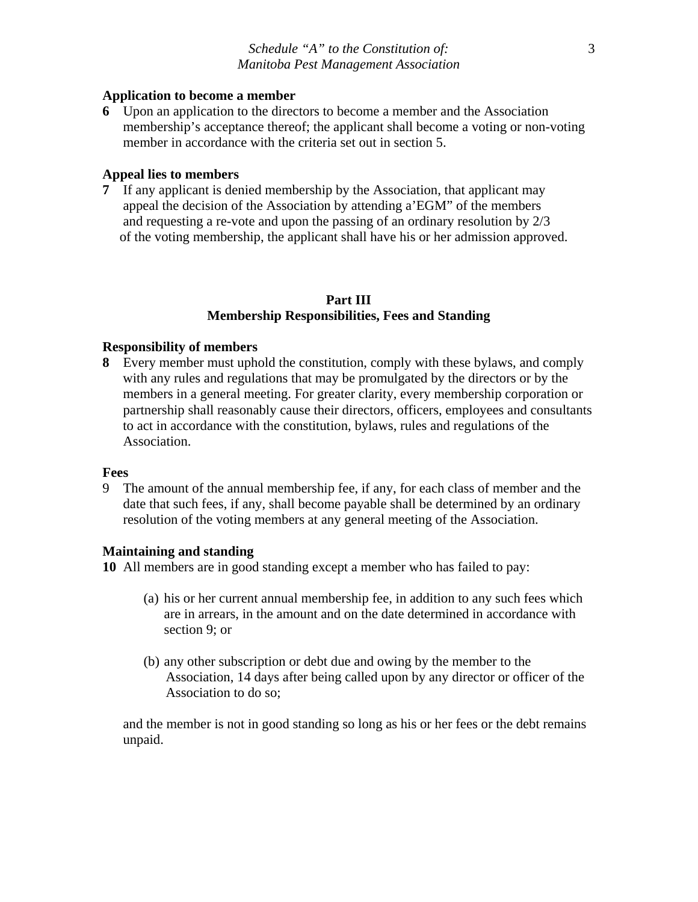**Application to become a member**

**6** Upon an application to the directors to become a member and the Association membership's acceptance thereof; the applicant shall become a voting or non-voting member in accordance with the criteria set out in section 5.

**Appeal lies to members**

**7** If any applicant is denied membership by the Association, that applicant may appeal the decision of the Association by attending a'EGM" of the members and requesting a re-vote and upon the passing of an ordinary resolution by 2/3 of the voting membership, the applicant shall have his or her admission approved.

## Part III
## Membership Responsibilities, Fees and Standing

**Responsibility of members**

**8** Every member must uphold the constitution, comply with these bylaws, and comply with any rules and regulations that may be promulgated by the directors or by the members in a general meeting. For greater clarity, every membership corporation or partnership shall reasonably cause their directors, officers, employees and consultants to act in accordance with the constitution, bylaws, rules and regulations of the Association.

**Fees**

9 The amount of the annual membership fee, if any, for each class of member and the date that such fees, if any, shall become payable shall be determined by an ordinary resolution of the voting members at any general meeting of the Association.

**Maintaining and standing**

**10** All members are in good standing except a member who has failed to pay:

(a) his or her current annual membership fee, in addition to any such fees which are in arrears, in the amount and on the date determined in accordance with section 9; or

(b) any other subscription or debt due and owing by the member to the Association, 14 days after being called upon by any director or officer of the Association to do so;

and the member is not in good standing so long as his or her fees or the debt remains unpaid.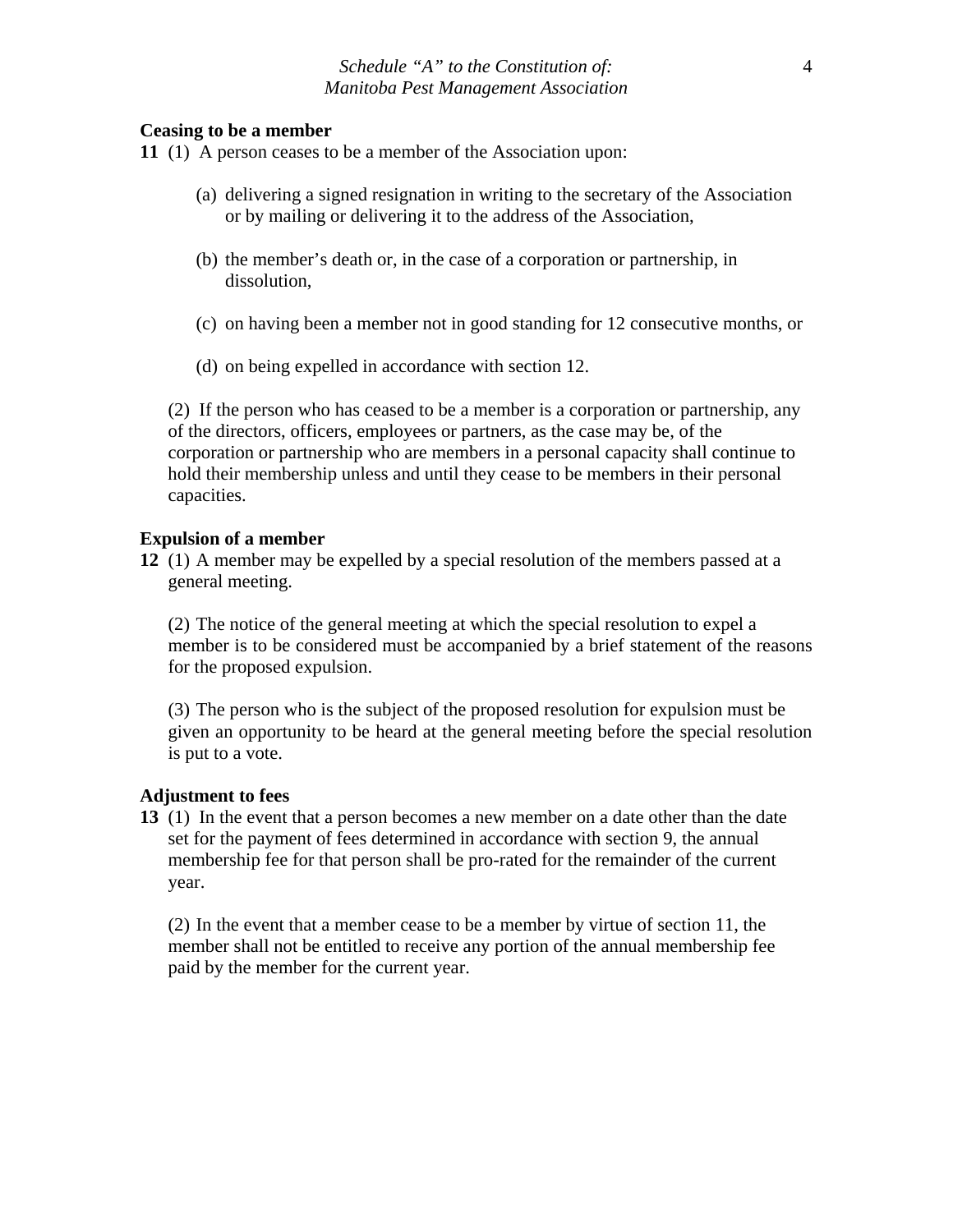**Ceasing to be a member**

**11** (1) A person ceases to be a member of the Association upon:

(a) delivering a signed resignation in writing to the secretary of the Association or by mailing or delivering it to the address of the Association,

(b) the member's death or, in the case of a corporation or partnership, in dissolution,

(c) on having been a member not in good standing for 12 consecutive months, or

(d) on being expelled in accordance with section 12.

(2) If the person who has ceased to be a member is a corporation or partnership, any of the directors, officers, employees or partners, as the case may be, of the corporation or partnership who are members in a personal capacity shall continue to hold their membership unless and until they cease to be members in their personal capacities.

**Expulsion of a member**

**12** (1) A member may be expelled by a special resolution of the members passed at a general meeting.

(2) The notice of the general meeting at which the special resolution to expel a member is to be considered must be accompanied by a brief statement of the reasons for the proposed expulsion.

(3) The person who is the subject of the proposed resolution for expulsion must be given an opportunity to be heard at the general meeting before the special resolution is put to a vote.

**Adjustment to fees**

**13** (1) In the event that a person becomes a new member on a date other than the date set for the payment of fees determined in accordance with section 9, the annual membership fee for that person shall be pro-rated for the remainder of the current year.

(2) In the event that a member cease to be a member by virtue of section 11, the member shall not be entitled to receive any portion of the annual membership fee paid by the member for the current year.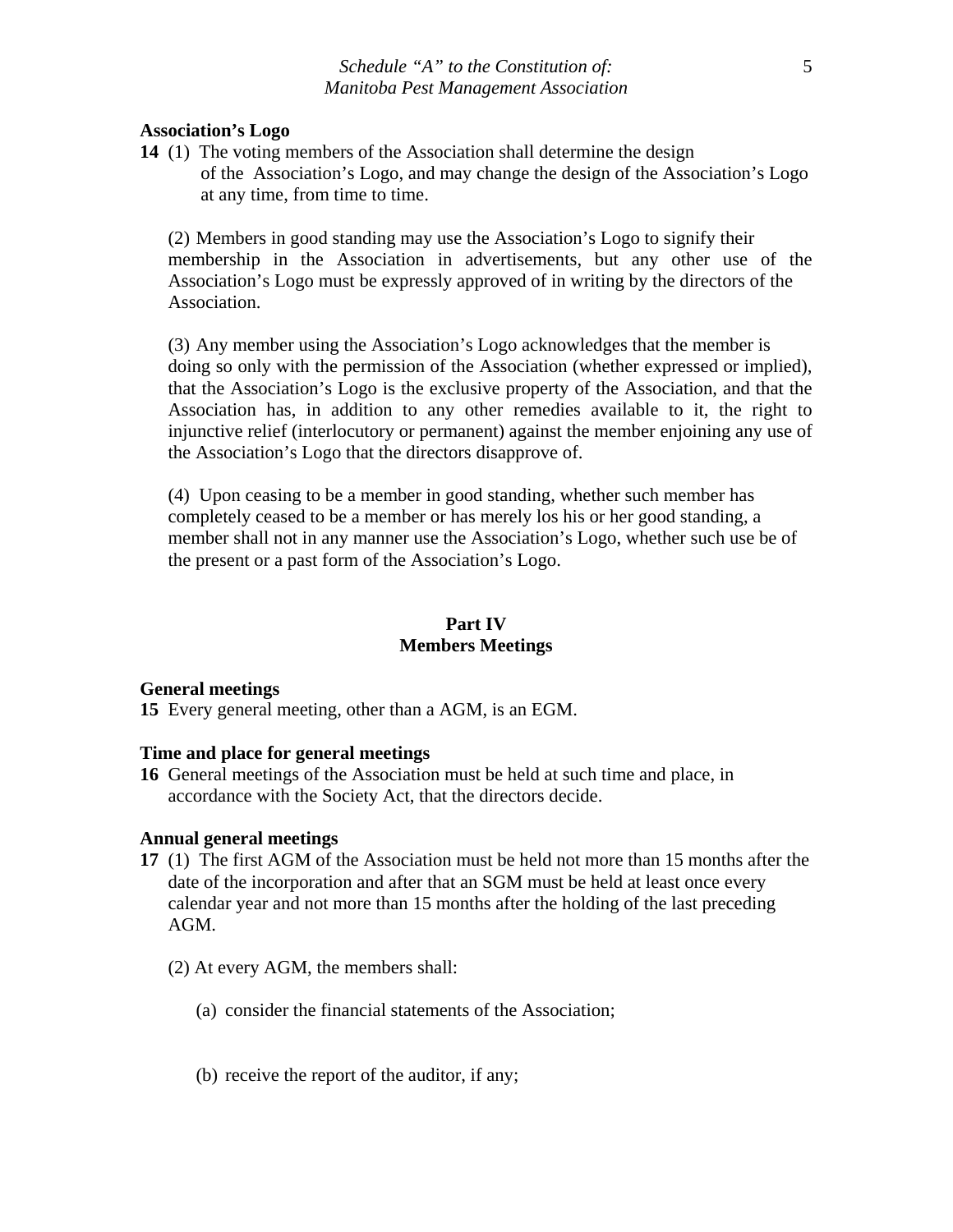**Association's Logo**

**14** (1) The voting members of the Association shall determine the design of the Association's Logo, and may change the design of the Association's Logo at any time, from time to time.

(2) Members in good standing may use the Association's Logo to signify their membership in the Association in advertisements, but any other use of the Association's Logo must be expressly approved of in writing by the directors of the Association.

(3) Any member using the Association's Logo acknowledges that the member is doing so only with the permission of the Association (whether expressed or implied), that the Association's Logo is the exclusive property of the Association, and that the Association has, in addition to any other remedies available to it, the right to injunctive relief (interlocutory or permanent) against the member enjoining any use of the Association's Logo that the directors disapprove of.

(4) Upon ceasing to be a member in good standing, whether such member has completely ceased to be a member or has merely los his or her good standing, a member shall not in any manner use the Association's Logo, whether such use be of the present or a past form of the Association's Logo.

## Part IV
## Members Meetings

**General meetings**

**15** Every general meeting, other than a AGM, is an EGM.

**Time and place for general meetings**

**16** General meetings of the Association must be held at such time and place, in accordance with the Society Act, that the directors decide.

**Annual general meetings**

**17** (1) The first AGM of the Association must be held not more than 15 months after the date of the incorporation and after that an SGM must be held at least once every calendar year and not more than 15 months after the holding of the last preceding AGM.

(2) At every AGM, the members shall:

(a) consider the financial statements of the Association;

(b) receive the report of the auditor, if any;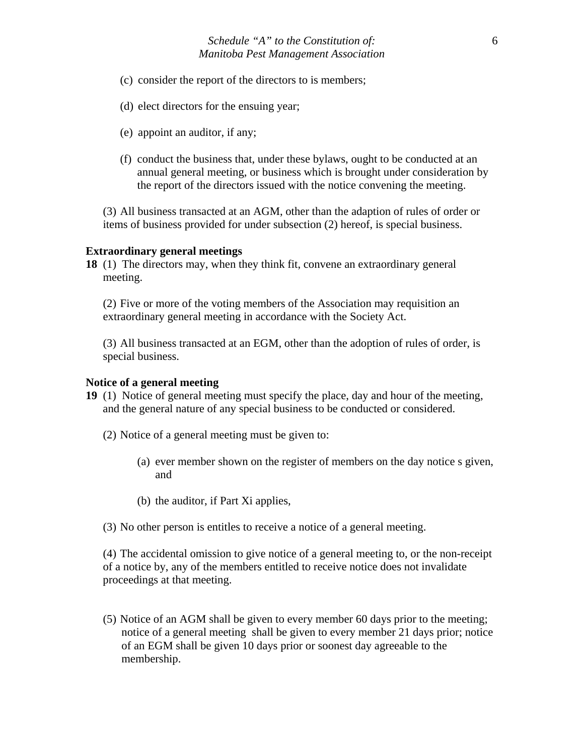(c) consider the report of the directors to is members;

(d) elect directors for the ensuing year;

(e) appoint an auditor, if any;

(f) conduct the business that, under these bylaws, ought to be conducted at an annual general meeting, or business which is brought under consideration by the report of the directors issued with the notice convening the meeting.

(3) All business transacted at an AGM, other than the adaption of rules of order or items of business provided for under subsection (2) hereof, is special business.

**Extraordinary general meetings**

**18** (1) The directors may, when they think fit, convene an extraordinary general meeting.

(2) Five or more of the voting members of the Association may requisition an extraordinary general meeting in accordance with the Society Act.

(3) All business transacted at an EGM, other than the adoption of rules of order, is special business.

**Notice of a general meeting**

**19** (1) Notice of general meeting must specify the place, day and hour of the meeting, and the general nature of any special business to be conducted or considered.

(2) Notice of a general meeting must be given to:

(a) ever member shown on the register of members on the day notice s given, and

(b) the auditor, if Part Xi applies,

(3) No other person is entitles to receive a notice of a general meeting.

(4) The accidental omission to give notice of a general meeting to, or the non-receipt of a notice by, any of the members entitled to receive notice does not invalidate proceedings at that meeting.

(5) Notice of an AGM shall be given to every member 60 days prior to the meeting; notice of a general meeting shall be given to every member 21 days prior; notice of an EGM shall be given 10 days prior or soonest day agreeable to the membership.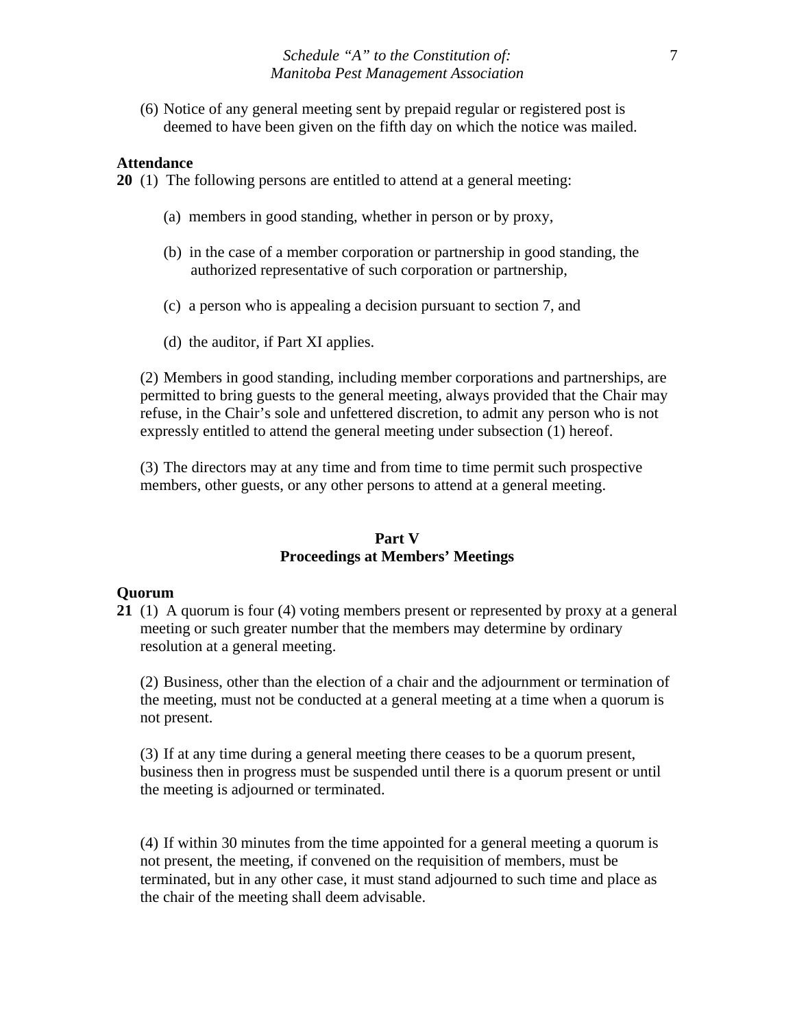(6) Notice of any general meeting sent by prepaid regular or registered post is deemed to have been given on the fifth day on which the notice was mailed.

**Attendance**

**20** (1) The following persons are entitled to attend at a general meeting:

(a) members in good standing, whether in person or by proxy,

(b) in the case of a member corporation or partnership in good standing, the authorized representative of such corporation or partnership,

(c) a person who is appealing a decision pursuant to section 7, and

(d) the auditor, if Part XI applies.

(2) Members in good standing, including member corporations and partnerships, are permitted to bring guests to the general meeting, always provided that the Chair may refuse, in the Chair's sole and unfettered discretion, to admit any person who is not expressly entitled to attend the general meeting under subsection (1) hereof.

(3) The directors may at any time and from time to time permit such prospective members, other guests, or any other persons to attend at a general meeting.

## Part V
## Proceedings at Members' Meetings

**Quorum**

**21** (1) A quorum is four (4) voting members present or represented by proxy at a general meeting or such greater number that the members may determine by ordinary resolution at a general meeting.

(2) Business, other than the election of a chair and the adjournment or termination of the meeting, must not be conducted at a general meeting at a time when a quorum is not present.

(3) If at any time during a general meeting there ceases to be a quorum present, business then in progress must be suspended until there is a quorum present or until the meeting is adjourned or terminated.

(4) If within 30 minutes from the time appointed for a general meeting a quorum is not present, the meeting, if convened on the requisition of members, must be terminated, but in any other case, it must stand adjourned to such time and place as the chair of the meeting shall deem advisable.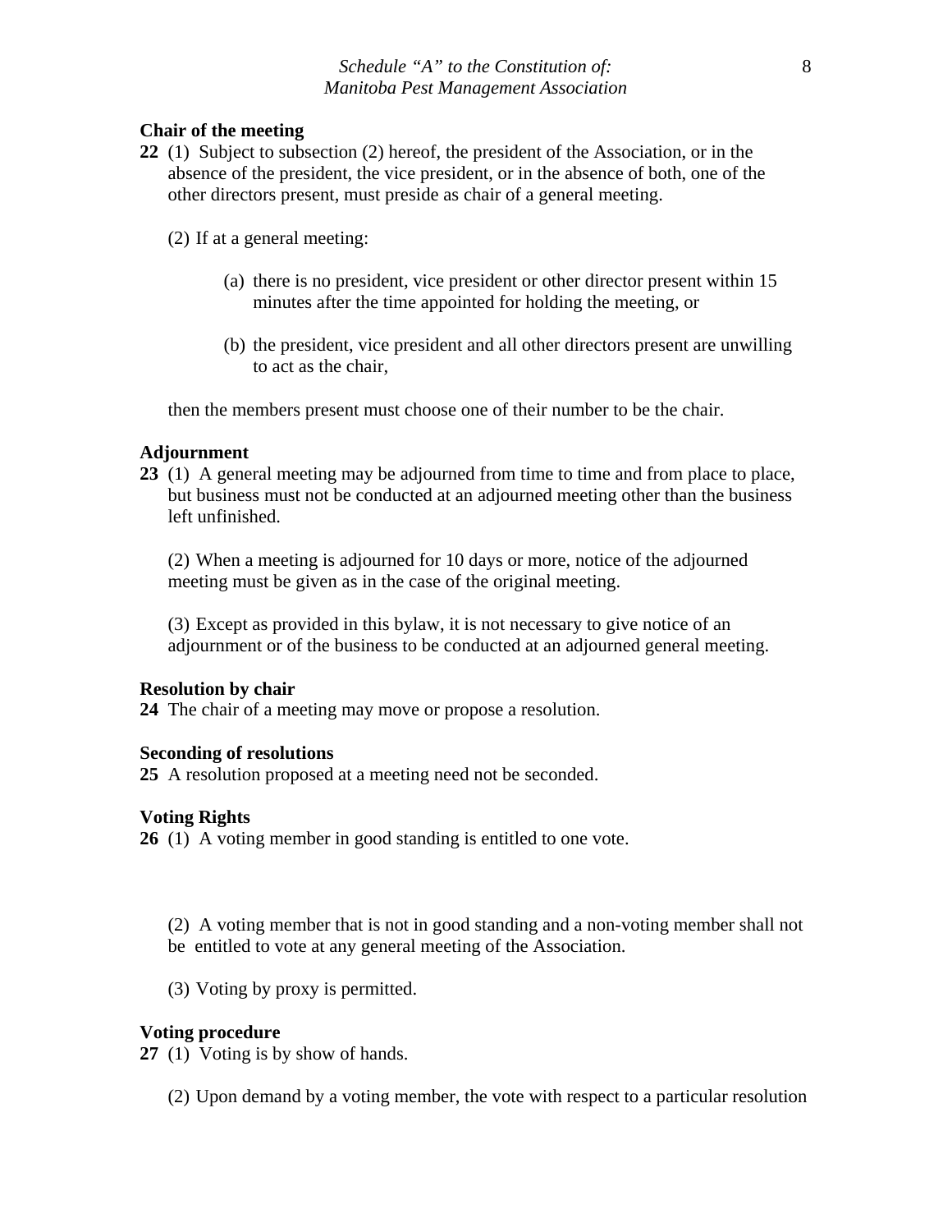**Chair of the meeting**

**22** (1) Subject to subsection (2) hereof, the president of the Association, or in the absence of the president, the vice president, or in the absence of both, one of the other directors present, must preside as chair of a general meeting.

(2) If at a general meeting:

(a) there is no president, vice president or other director present within 15 minutes after the time appointed for holding the meeting, or

(b) the president, vice president and all other directors present are unwilling to act as the chair,

then the members present must choose one of their number to be the chair.

**Adjournment**

**23** (1) A general meeting may be adjourned from time to time and from place to place, but business must not be conducted at an adjourned meeting other than the business left unfinished.

(2) When a meeting is adjourned for 10 days or more, notice of the adjourned meeting must be given as in the case of the original meeting.

(3) Except as provided in this bylaw, it is not necessary to give notice of an adjournment or of the business to be conducted at an adjourned general meeting.

**Resolution by chair**

**24** The chair of a meeting may move or propose a resolution.

**Seconding of resolutions**

**25** A resolution proposed at a meeting need not be seconded.

**Voting Rights**

**26** (1) A voting member in good standing is entitled to one vote.

(2) A voting member that is not in good standing and a non-voting member shall not be entitled to vote at any general meeting of the Association.

(3) Voting by proxy is permitted.

**Voting procedure**

**27** (1) Voting is by show of hands.

(2) Upon demand by a voting member, the vote with respect to a particular resolution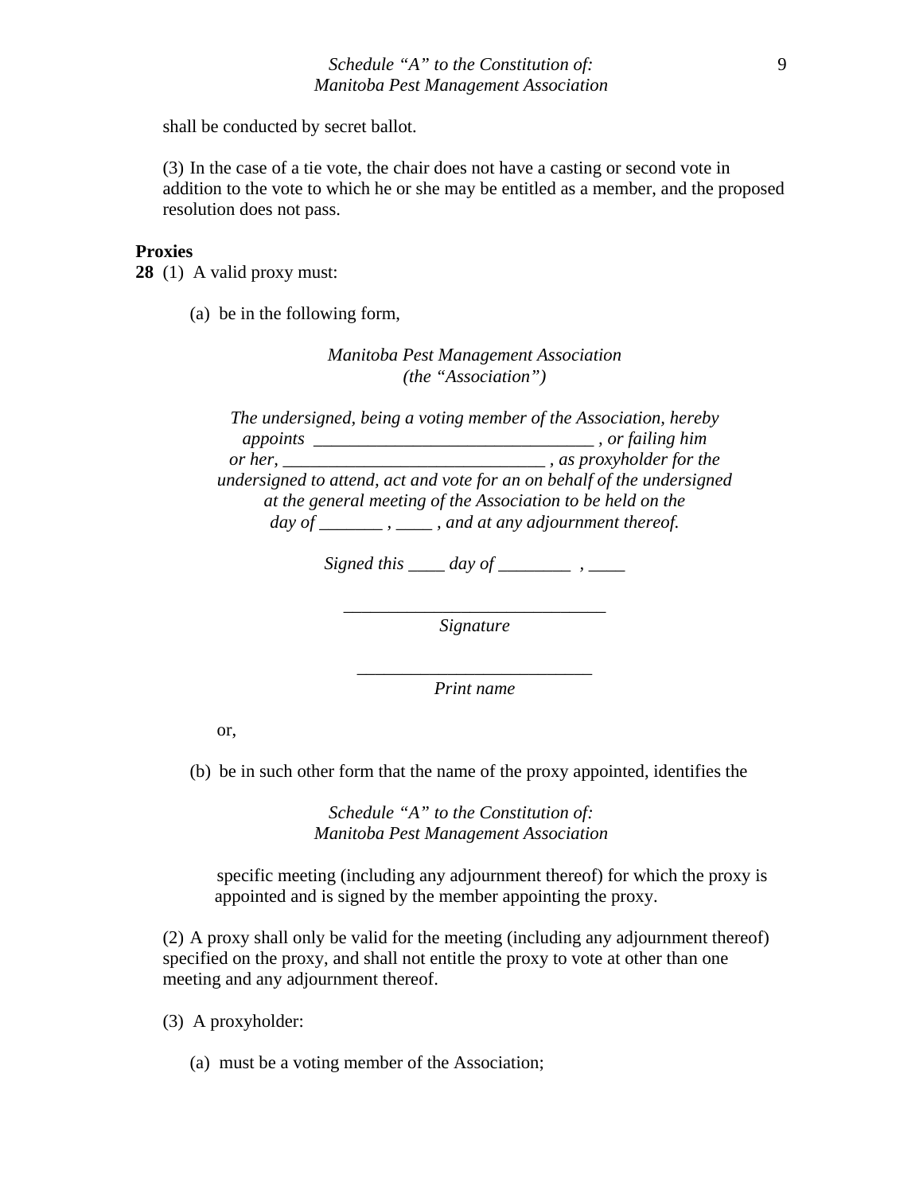shall be conducted by secret ballot.

(3) In the case of a tie vote, the chair does not have a casting or second vote in addition to the vote to which he or she may be entitled as a member, and the proposed resolution does not pass.

**Proxies**

**28** (1) A valid proxy must:

(a) be in the following form,

*Manitoba Pest Management Association*
*(the "Association")*

*The undersigned, being a voting member of the Association, hereby appoints _______________________________ , or failing him or her, _____________________________ , as proxyholder for the undersigned to attend, act and vote for an on behalf of the undersigned at the general meeting of the Association to be held on the day of _______ , ____ , and at any adjournment thereof.*

*Signed this ____ day of ________ , ____*

_____________________________
*Signature*

__________________________
*Print name*

or,

(b) be in such other form that the name of the proxy appointed, identifies the specific meeting (including any adjournment thereof) for which the proxy is appointed and is signed by the member appointing the proxy.

(2) A proxy shall only be valid for the meeting (including any adjournment thereof) specified on the proxy, and shall not entitle the proxy to vote at other than one meeting and any adjournment thereof.

(3) A proxyholder:

(a) must be a voting member of the Association;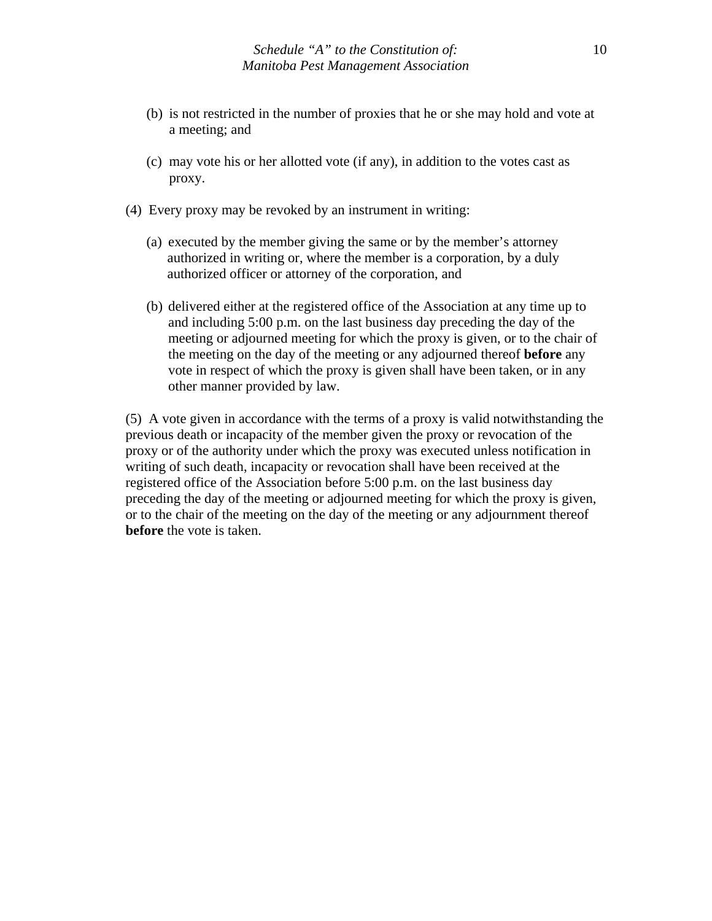(b) is not restricted in the number of proxies that he or she may hold and vote at a meeting; and

(c) may vote his or her allotted vote (if any), in addition to the votes cast as proxy.

(4) Every proxy may be revoked by an instrument in writing:

(a) executed by the member giving the same or by the member's attorney authorized in writing or, where the member is a corporation, by a duly authorized officer or attorney of the corporation, and

(b) delivered either at the registered office of the Association at any time up to and including 5:00 p.m. on the last business day preceding the day of the meeting or adjourned meeting for which the proxy is given, or to the chair of the meeting on the day of the meeting or any adjourned thereof **before** any vote in respect of which the proxy is given shall have been taken, or in any other manner provided by law.

(5) A vote given in accordance with the terms of a proxy is valid notwithstanding the previous death or incapacity of the member given the proxy or revocation of the proxy or of the authority under which the proxy was executed unless notification in writing of such death, incapacity or revocation shall have been received at the registered office of the Association before 5:00 p.m. on the last business day preceding the day of the meeting or adjourned meeting for which the proxy is given, or to the chair of the meeting on the day of the meeting or any adjournment thereof **before** the vote is taken.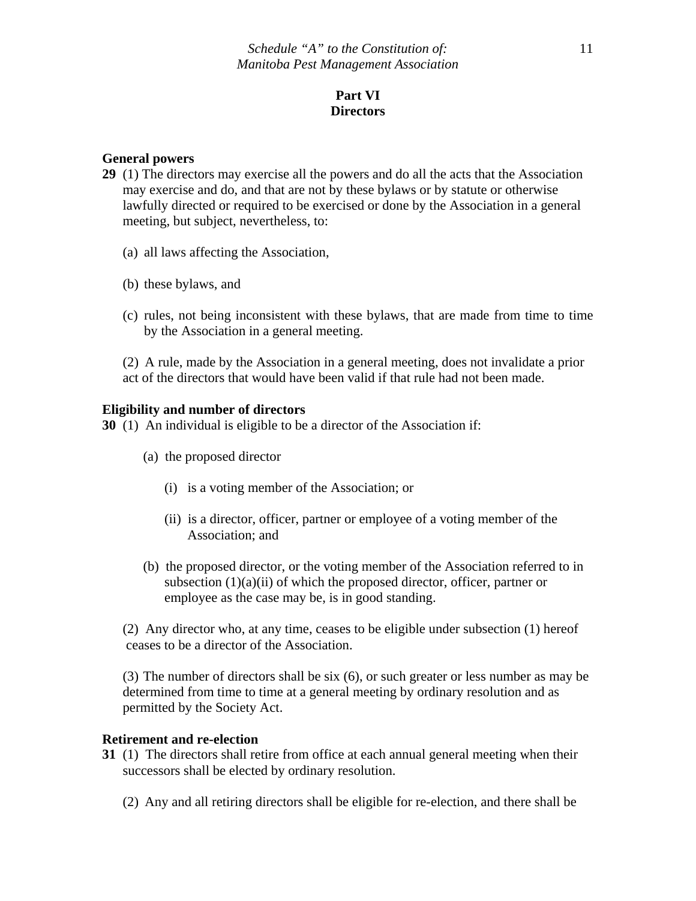## Part VI
## Directors

**General powers**

**29** (1) The directors may exercise all the powers and do all the acts that the Association may exercise and do, and that are not by these bylaws or by statute or otherwise lawfully directed or required to be exercised or done by the Association in a general meeting, but subject, nevertheless, to:

(a) all laws affecting the Association,

(b) these bylaws, and

(c) rules, not being inconsistent with these bylaws, that are made from time to time by the Association in a general meeting.

(2) A rule, made by the Association in a general meeting, does not invalidate a prior act of the directors that would have been valid if that rule had not been made.

**Eligibility and number of directors**

**30** (1) An individual is eligible to be a director of the Association if:

(a) the proposed director

(i) is a voting member of the Association; or

(ii) is a director, officer, partner or employee of a voting member of the Association; and

(b) the proposed director, or the voting member of the Association referred to in subsection (1)(a)(ii) of which the proposed director, officer, partner or employee as the case may be, is in good standing.

(2) Any director who, at any time, ceases to be eligible under subsection (1) hereof ceases to be a director of the Association.

(3) The number of directors shall be six (6), or such greater or less number as may be determined from time to time at a general meeting by ordinary resolution and as permitted by the Society Act.

**Retirement and re-election**

**31** (1) The directors shall retire from office at each annual general meeting when their successors shall be elected by ordinary resolution.

(2) Any and all retiring directors shall be eligible for re-election, and there shall be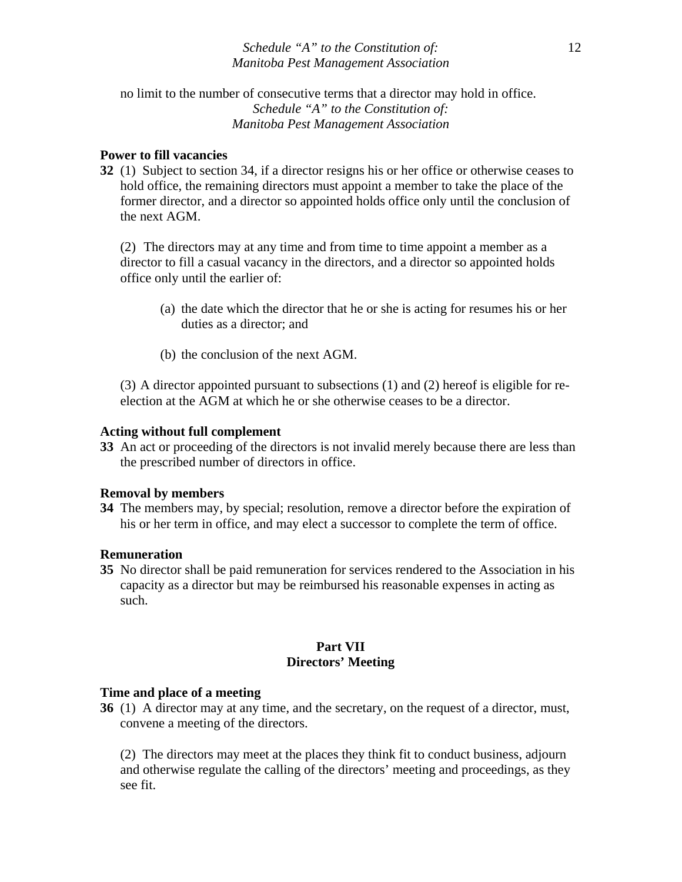no limit to the number of consecutive terms that a director may hold in office.

**Power to fill vacancies**

**32** (1) Subject to section 34, if a director resigns his or her office or otherwise ceases to hold office, the remaining directors must appoint a member to take the place of the former director, and a director so appointed holds office only until the conclusion of the next AGM.

(2) The directors may at any time and from time to time appoint a member as a director to fill a casual vacancy in the directors, and a director so appointed holds office only until the earlier of:

(a) the date which the director that he or she is acting for resumes his or her duties as a director; and

(b) the conclusion of the next AGM.

(3) A director appointed pursuant to subsections (1) and (2) hereof is eligible for re-election at the AGM at which he or she otherwise ceases to be a director.

**Acting without full complement**

**33** An act or proceeding of the directors is not invalid merely because there are less than the prescribed number of directors in office.

**Removal by members**

**34** The members may, by special; resolution, remove a director before the expiration of his or her term in office, and may elect a successor to complete the term of office.

**Remuneration**

**35** No director shall be paid remuneration for services rendered to the Association in his capacity as a director but may be reimbursed his reasonable expenses in acting as such.

## Part VII
## Directors' Meeting

**Time and place of a meeting**

**36** (1) A director may at any time, and the secretary, on the request of a director, must, convene a meeting of the directors.

(2) The directors may meet at the places they think fit to conduct business, adjourn and otherwise regulate the calling of the directors' meeting and proceedings, as they see fit.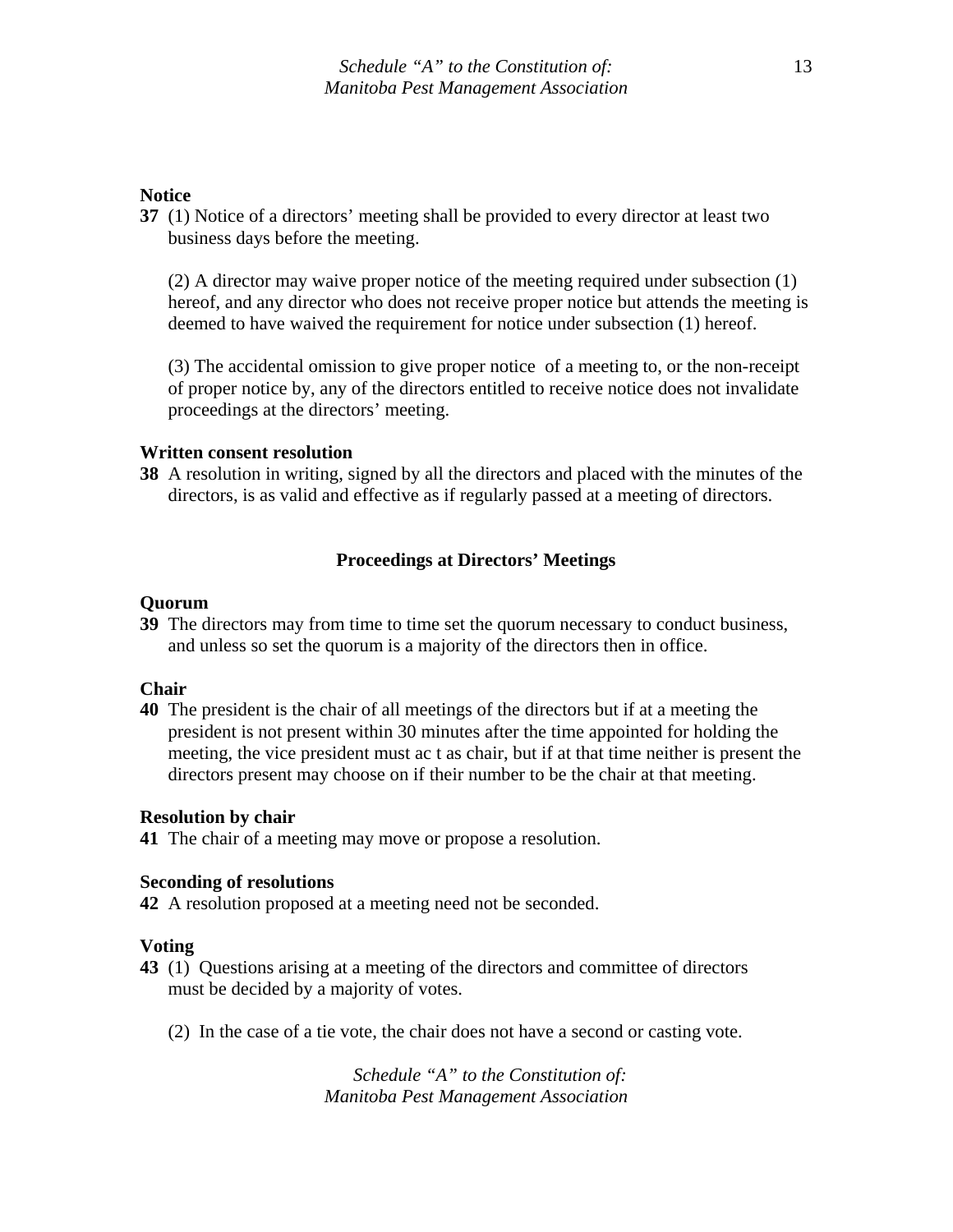**Notice**

**37** (1) Notice of a directors' meeting shall be provided to every director at least two business days before the meeting.

(2) A director may waive proper notice of the meeting required under subsection (1) hereof, and any director who does not receive proper notice but attends the meeting is deemed to have waived the requirement for notice under subsection (1) hereof.

(3) The accidental omission to give proper notice of a meeting to, or the non-receipt of proper notice by, any of the directors entitled to receive notice does not invalidate proceedings at the directors' meeting.

**Written consent resolution**

**38** A resolution in writing, signed by all the directors and placed with the minutes of the directors, is as valid and effective as if regularly passed at a meeting of directors.

## Proceedings at Directors' Meetings

**Quorum**

**39** The directors may from time to time set the quorum necessary to conduct business, and unless so set the quorum is a majority of the directors then in office.

**Chair**

**40** The president is the chair of all meetings of the directors but if at a meeting the president is not present within 30 minutes after the time appointed for holding the meeting, the vice president must ac t as chair, but if at that time neither is present the directors present may choose on if their number to be the chair at that meeting.

**Resolution by chair**

**41** The chair of a meeting may move or propose a resolution.

**Seconding of resolutions**

**42** A resolution proposed at a meeting need not be seconded.

**Voting**

**43** (1) Questions arising at a meeting of the directors and committee of directors must be decided by a majority of votes.

(2) In the case of a tie vote, the chair does not have a second or casting vote.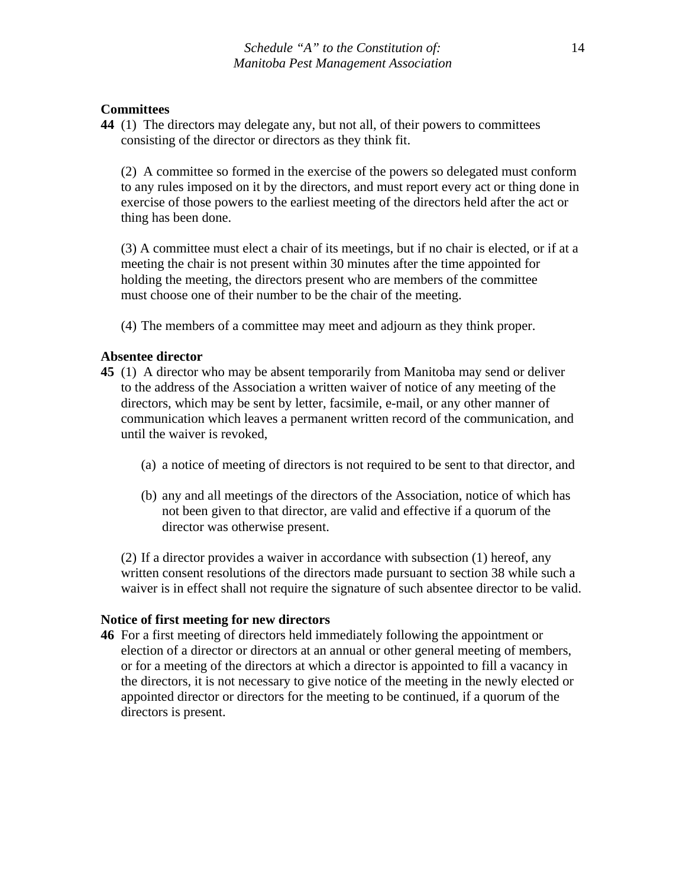**Committees**

**44** (1) The directors may delegate any, but not all, of their powers to committees consisting of the director or directors as they think fit.

(2) A committee so formed in the exercise of the powers so delegated must conform to any rules imposed on it by the directors, and must report every act or thing done in exercise of those powers to the earliest meeting of the directors held after the act or thing has been done.

(3) A committee must elect a chair of its meetings, but if no chair is elected, or if at a meeting the chair is not present within 30 minutes after the time appointed for holding the meeting, the directors present who are members of the committee must choose one of their number to be the chair of the meeting.

(4) The members of a committee may meet and adjourn as they think proper.

**Absentee director**

**45** (1) A director who may be absent temporarily from Manitoba may send or deliver to the address of the Association a written waiver of notice of any meeting of the directors, which may be sent by letter, facsimile, e-mail, or any other manner of communication which leaves a permanent written record of the communication, and until the waiver is revoked,

(a) a notice of meeting of directors is not required to be sent to that director, and

(b) any and all meetings of the directors of the Association, notice of which has not been given to that director, are valid and effective if a quorum of the director was otherwise present.

(2) If a director provides a waiver in accordance with subsection (1) hereof, any written consent resolutions of the directors made pursuant to section 38 while such a waiver is in effect shall not require the signature of such absentee director to be valid.

**Notice of first meeting for new directors**

**46** For a first meeting of directors held immediately following the appointment or election of a director or directors at an annual or other general meeting of members, or for a meeting of the directors at which a director is appointed to fill a vacancy in the directors, it is not necessary to give notice of the meeting in the newly elected or appointed director or directors for the meeting to be continued, if a quorum of the directors is present.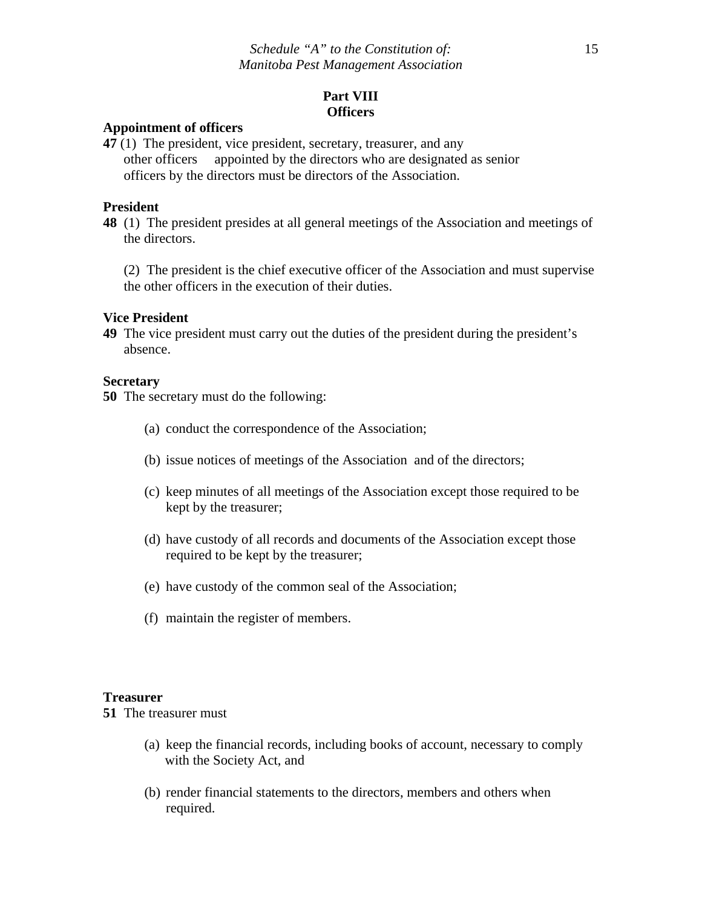## Part VIII
## Officers

**Appointment of officers**

**47** (1) The president, vice president, secretary, treasurer, and any other officers appointed by the directors who are designated as senior officers by the directors must be directors of the Association.

**President**

**48** (1) The president presides at all general meetings of the Association and meetings of the directors.

(2) The president is the chief executive officer of the Association and must supervise the other officers in the execution of their duties.

**Vice President**

**49** The vice president must carry out the duties of the president during the president's absence.

**Secretary**

**50** The secretary must do the following:

(a) conduct the correspondence of the Association;

(b) issue notices of meetings of the Association and of the directors;

(c) keep minutes of all meetings of the Association except those required to be kept by the treasurer;

(d) have custody of all records and documents of the Association except those required to be kept by the treasurer;

(e) have custody of the common seal of the Association;

(f) maintain the register of members.

**Treasurer**

**51** The treasurer must

(a) keep the financial records, including books of account, necessary to comply with the Society Act, and

(b) render financial statements to the directors, members and others when required.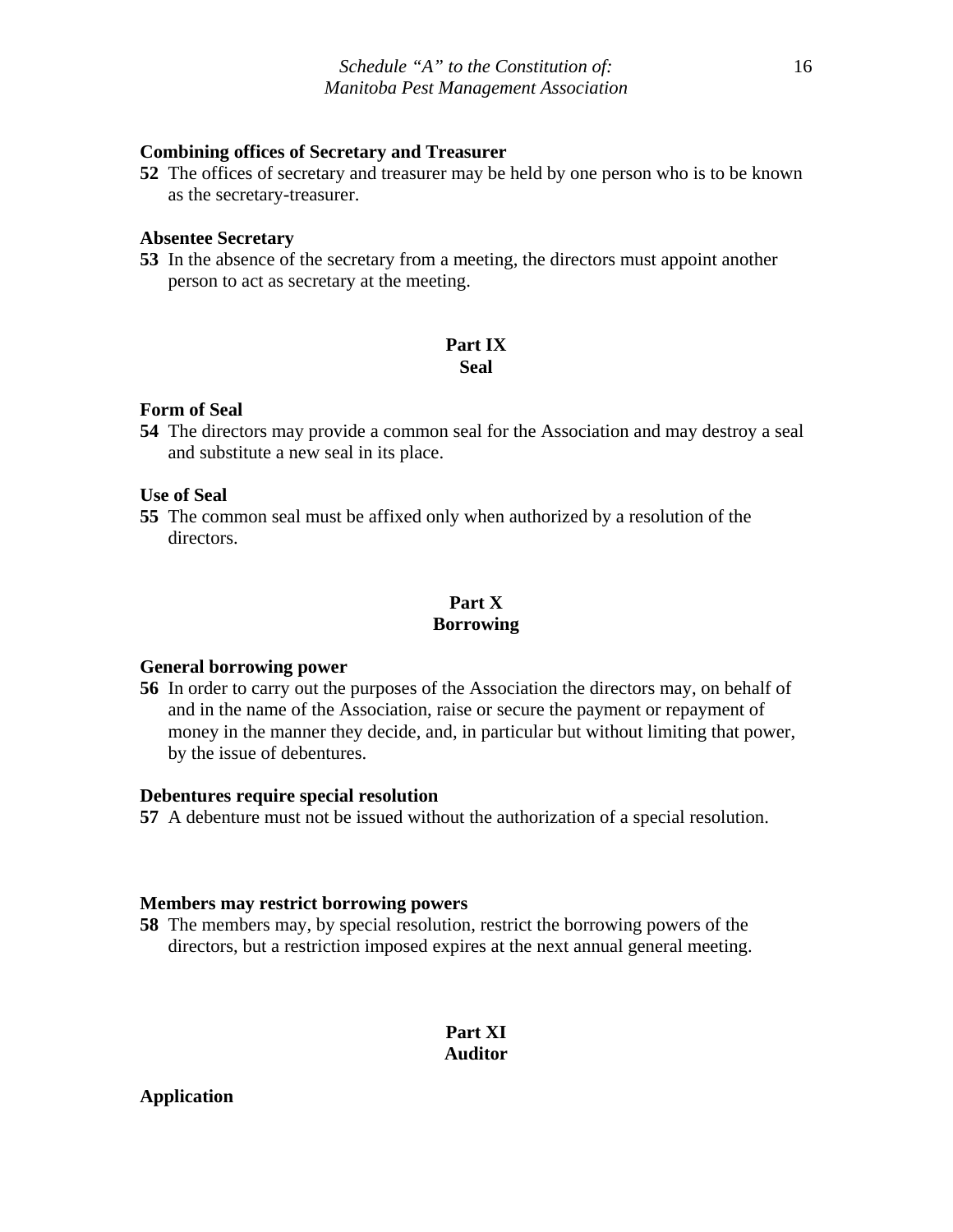**Combining offices of Secretary and Treasurer**

**52** The offices of secretary and treasurer may be held by one person who is to be known as the secretary-treasurer.

**Absentee Secretary**

**53** In the absence of the secretary from a meeting, the directors must appoint another person to act as secretary at the meeting.

## Part IX
## Seal

**Form of Seal**

**54** The directors may provide a common seal for the Association and may destroy a seal and substitute a new seal in its place.

**Use of Seal**

**55** The common seal must be affixed only when authorized by a resolution of the directors.

## Part X
## Borrowing

**General borrowing power**

**56** In order to carry out the purposes of the Association the directors may, on behalf of and in the name of the Association, raise or secure the payment or repayment of money in the manner they decide, and, in particular but without limiting that power, by the issue of debentures.

**Debentures require special resolution**

**57** A debenture must not be issued without the authorization of a special resolution.

**Members may restrict borrowing powers**

**58** The members may, by special resolution, restrict the borrowing powers of the directors, but a restriction imposed expires at the next annual general meeting.

## Part XI
## Auditor

**Application**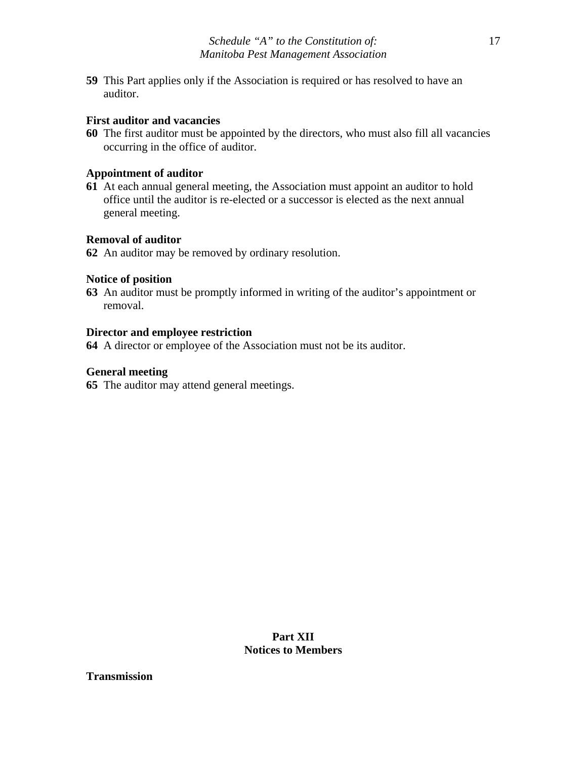**59** This Part applies only if the Association is required or has resolved to have an auditor.

**First auditor and vacancies**

**60** The first auditor must be appointed by the directors, who must also fill all vacancies occurring in the office of auditor.

**Appointment of auditor**

**61** At each annual general meeting, the Association must appoint an auditor to hold office until the auditor is re-elected or a successor is elected as the next annual general meeting.

**Removal of auditor**

**62** An auditor may be removed by ordinary resolution.

**Notice of position**

**63** An auditor must be promptly informed in writing of the auditor's appointment or removal.

**Director and employee restriction**

**64** A director or employee of the Association must not be its auditor.

**General meeting**

**65** The auditor may attend general meetings.

## Part XII
## Notices to Members

**Transmission**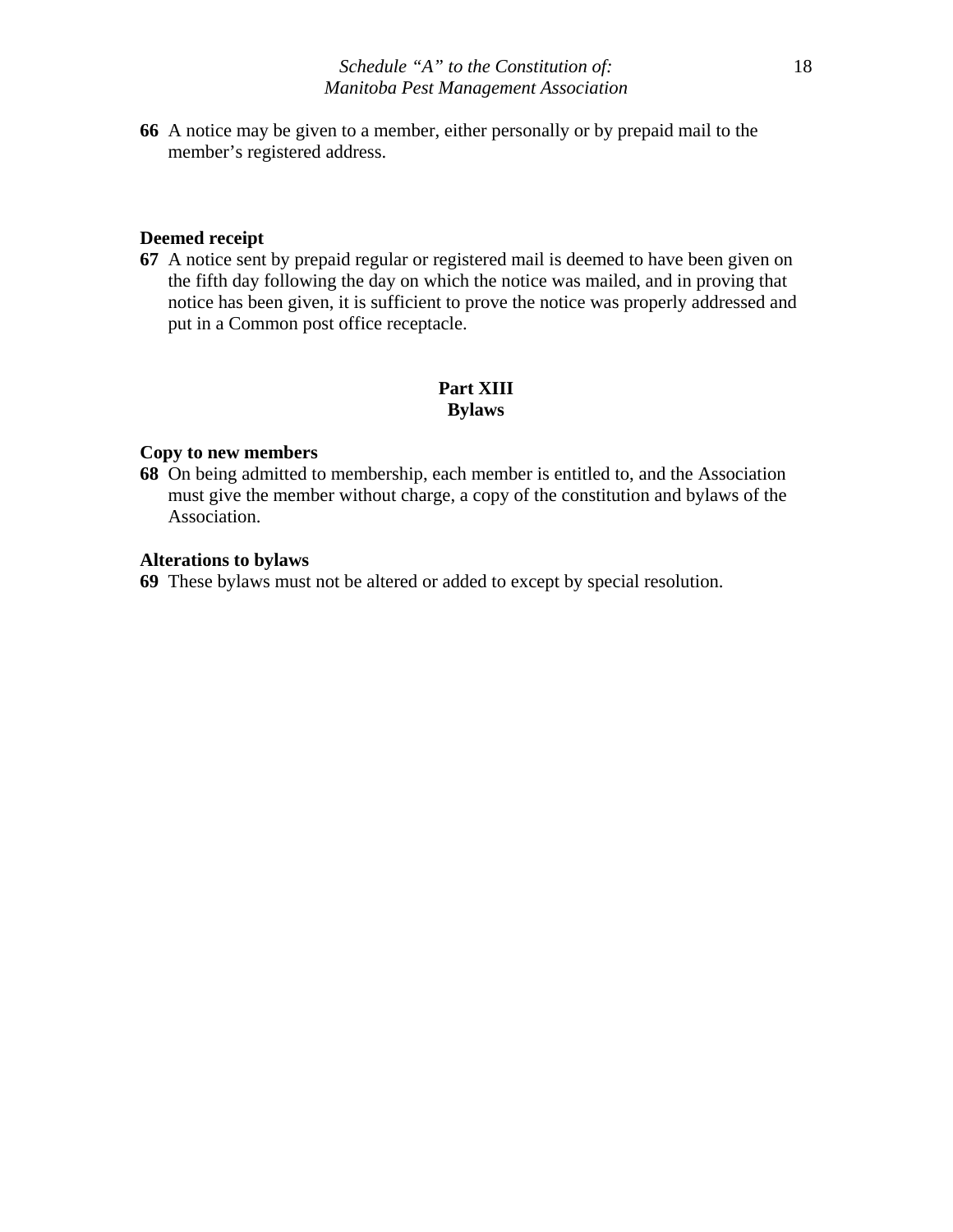**66** A notice may be given to a member, either personally or by prepaid mail to the member's registered address.

**Deemed receipt**

**67** A notice sent by prepaid regular or registered mail is deemed to have been given on the fifth day following the day on which the notice was mailed, and in proving that notice has been given, it is sufficient to prove the notice was properly addressed and put in a Common post office receptacle.

## Part XIII
## Bylaws

**Copy to new members**

**68** On being admitted to membership, each member is entitled to, and the Association must give the member without charge, a copy of the constitution and bylaws of the Association.

**Alterations to bylaws**

**69** These bylaws must not be altered or added to except by special resolution.